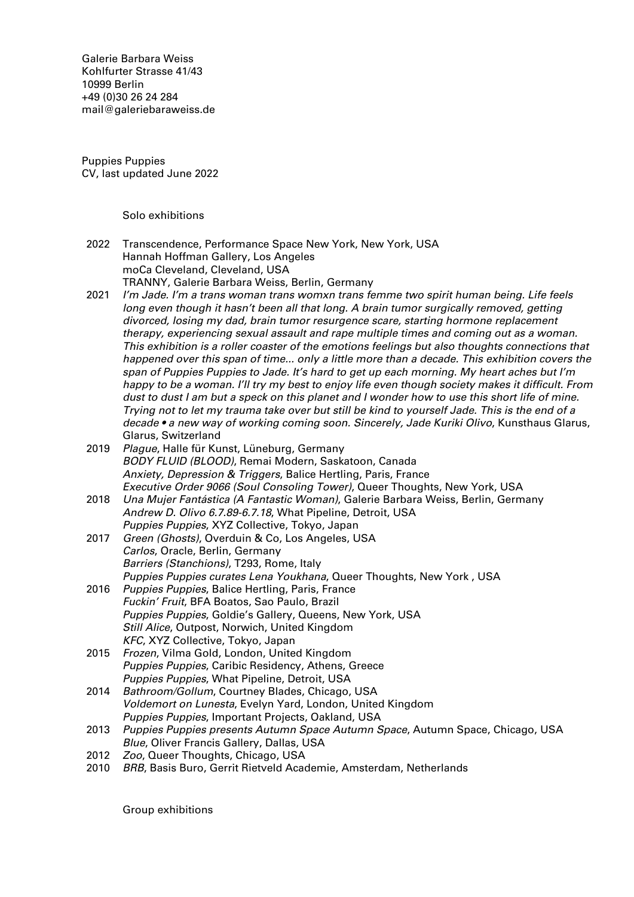Galerie Barbara Weiss
Kohlfurter Strasse 41/43
10999 Berlin
+49 (0)30 26 24 284
mail@galeriebaraweiss.de

Puppies Puppies
CV, last updated June 2022

## Solo exhibitions

**2022**
- Transcendence, Performance Space New York, New York, USA
- Hannah Hoffman Gallery, Los Angeles
- moCa Cleveland, Cleveland, USA
- TRANNY, Galerie Barbara Weiss, Berlin, Germany

**2021**
- *I'm Jade. I'm a trans woman trans womxn trans femme two spirit human being. Life feels long even though it hasn't been all that long. A brain tumor surgically removed, getting divorced, losing my dad, brain tumor resurgence scare, starting hormone replacement therapy, experiencing sexual assault and rape multiple times and coming out as a woman. This exhibition is a roller coaster of the emotions feelings but also thoughts connections that happened over this span of time... only a little more than a decade. This exhibition covers the span of Puppies Puppies to Jade. It's hard to get up each morning. My heart aches but I'm happy to be a woman. I'll try my best to enjoy life even though society makes it difficult. From dust to dust I am but a speck on this planet and I wonder how to use this short life of mine. Trying not to let my trauma take over but still be kind to yourself Jade. This is the end of a decade • a new way of working coming soon. Sincerely, Jade Kuriki Olivo*, Kunsthaus Glarus, Glarus, Switzerland

**2019**
- *Plague*, Halle für Kunst, Lüneburg, Germany
- *BODY FLUID (BLOOD)*, Remai Modern, Saskatoon, Canada
- *Anxiety, Depression & Triggers*, Balice Hertling, Paris, France
- *Executive Order 9066 (Soul Consoling Tower)*, Queer Thoughts, New York, USA

**2018**
- *Una Mujer Fantástica (A Fantastic Woman)*, Galerie Barbara Weiss, Berlin, Germany
- *Andrew D. Olivo 6.7.89-6.7.18*, What Pipeline, Detroit, USA
- *Puppies Puppies*, XYZ Collective, Tokyo, Japan

**2017**
- *Green (Ghosts)*, Overduin & Co, Los Angeles, USA
- *Carlos*, Oracle, Berlin, Germany
- *Barriers (Stanchions)*, T293, Rome, Italy
- *Puppies Puppies curates Lena Youkhana*, Queer Thoughts, New York , USA

**2016**
- *Puppies Puppies*, Balice Hertling, Paris, France
- *Fuckin' Fruit*, BFA Boatos, Sao Paulo, Brazil
- *Puppies Puppies*, Goldie's Gallery, Queens, New York, USA
- *Still Alice*, Outpost, Norwich, United Kingdom
- *KFC*, XYZ Collective, Tokyo, Japan

**2015**
- *Frozen*, Vilma Gold, London, United Kingdom
- *Puppies Puppies*, Caribic Residency, Athens, Greece
- *Puppies Puppies*, What Pipeline, Detroit, USA

**2014**
- *Bathroom/Gollum*, Courtney Blades, Chicago, USA
- *Voldemort on Lunesta*, Evelyn Yard, London, United Kingdom
- *Puppies Puppies*, Important Projects, Oakland, USA

**2013**
- *Puppies Puppies presents Autumn Space Autumn Space*, Autumn Space, Chicago, USA
- *Blue*, Oliver Francis Gallery, Dallas, USA

**2012**
- *Zoo*, Queer Thoughts, Chicago, USA

**2010**
- *BRB*, Basis Buro, Gerrit Rietveld Academie, Amsterdam, Netherlands

## Group exhibitions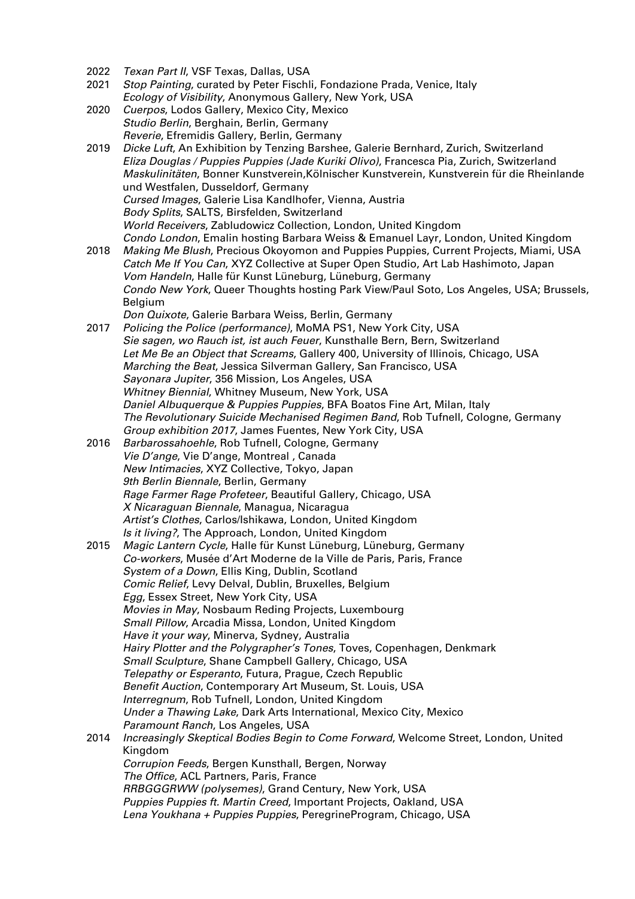2022 *Texan Part II*, VSF Texas, Dallas, USA

2021 *Stop Painting*, curated by Peter Fischli, Fondazione Prada, Venice, Italy
*Ecology of Visibility*, Anonymous Gallery, New York, USA

2020 *Cuerpos*, Lodos Gallery, Mexico City, Mexico
*Studio Berlin*, Berghain, Berlin, Germany
*Reverie*, Efremidis Gallery, Berlin, Germany

2019 *Dicke Luft*, An Exhibition by Tenzing Barshee, Galerie Bernhard, Zurich, Switzerland
*Eliza Douglas / Puppies Puppies (Jade Kuriki Olivo)*, Francesca Pia, Zurich, Switzerland
*Maskulinitäten*, Bonner Kunstverein,Kölnischer Kunstverein, Kunstverein für die Rheinlande und Westfalen, Dusseldorf, Germany
*Cursed Images*, Galerie Lisa Kandlhofer, Vienna, Austria
*Body Splits*, SALTS, Birsfelden, Switzerland
*World Receivers*, Zabludowicz Collection, London, United Kingdom
*Condo London*, Emalin hosting Barbara Weiss & Emanuel Layr, London, United Kingdom

2018 *Making Me Blush*, Precious Okoyomon and Puppies Puppies, Current Projects, Miami, USA
*Catch Me If You Can*, XYZ Collective at Super Open Studio, Art Lab Hashimoto, Japan
*Vom Handeln*, Halle für Kunst Lüneburg, Lüneburg, Germany
*Condo New York*, Queer Thoughts hosting Park View/Paul Soto, Los Angeles, USA; Brussels, Belgium
*Don Quixote*, Galerie Barbara Weiss, Berlin, Germany

2017 *Policing the Police (performance)*, MoMA PS1, New York City, USA
*Sie sagen, wo Rauch ist, ist auch Feuer*, Kunsthalle Bern, Bern, Switzerland
*Let Me Be an Object that Screams*, Gallery 400, University of Illinois, Chicago, USA
*Marching the Beat*, Jessica Silverman Gallery, San Francisco, USA
*Sayonara Jupiter*, 356 Mission, Los Angeles, USA
*Whitney Biennial*, Whitney Museum, New York, USA
*Daniel Albuquerque & Puppies Puppies*, BFA Boatos Fine Art, Milan, Italy
*The Revolutionary Suicide Mechanised Regimen Band*, Rob Tufnell, Cologne, Germany
*Group exhibition 2017*, James Fuentes, New York City, USA

2016 *Barbarossahoehle*, Rob Tufnell, Cologne, Germany
*Vie D'ange*, Vie D'ange, Montreal , Canada
*New Intimacies*, XYZ Collective, Tokyo, Japan
*9th Berlin Biennale*, Berlin, Germany
*Rage Farmer Rage Profeteer*, Beautiful Gallery, Chicago, USA
*X Nicaraguan Biennale*, Managua, Nicaragua
*Artist's Clothes*, Carlos/Ishikawa, London, United Kingdom
*Is it living?*, The Approach, London, United Kingdom

2015 *Magic Lantern Cycle*, Halle für Kunst Lüneburg, Lüneburg, Germany
*Co-workers*, Musée d'Art Moderne de la Ville de Paris, Paris, France
*System of a Down*, Ellis King, Dublin, Scotland
*Comic Relief*, Levy Delval, Dublin, Bruxelles, Belgium
*Egg*, Essex Street, New York City, USA
*Movies in May*, Nosbaum Reding Projects, Luxembourg
*Small Pillow*, Arcadia Missa, London, United Kingdom
*Have it your way*, Minerva, Sydney, Australia
*Hairy Plotter and the Polygrapher's Tones*, Toves, Copenhagen, Denkmark
*Small Sculpture*, Shane Campbell Gallery, Chicago, USA
*Telepathy or Esperanto*, Futura, Prague, Czech Republic
*Benefit Auction*, Contemporary Art Museum, St. Louis, USA
*Interregnum*, Rob Tufnell, London, United Kingdom
*Under a Thawing Lake*, Dark Arts International, Mexico City, Mexico
*Paramount Ranch*, Los Angeles, USA

2014 *Increasingly Skeptical Bodies Begin to Come Forward*, Welcome Street, London, United Kingdom
*Corrupion Feeds*, Bergen Kunsthall, Bergen, Norway
*The Office*, ACL Partners, Paris, France
*RRBGGGRWW (polysemes)*, Grand Century, New York, USA
*Puppies Puppies ft. Martin Creed*, Important Projects, Oakland, USA
*Lena Youkhana + Puppies Puppies*, PeregrineProgram, Chicago, USA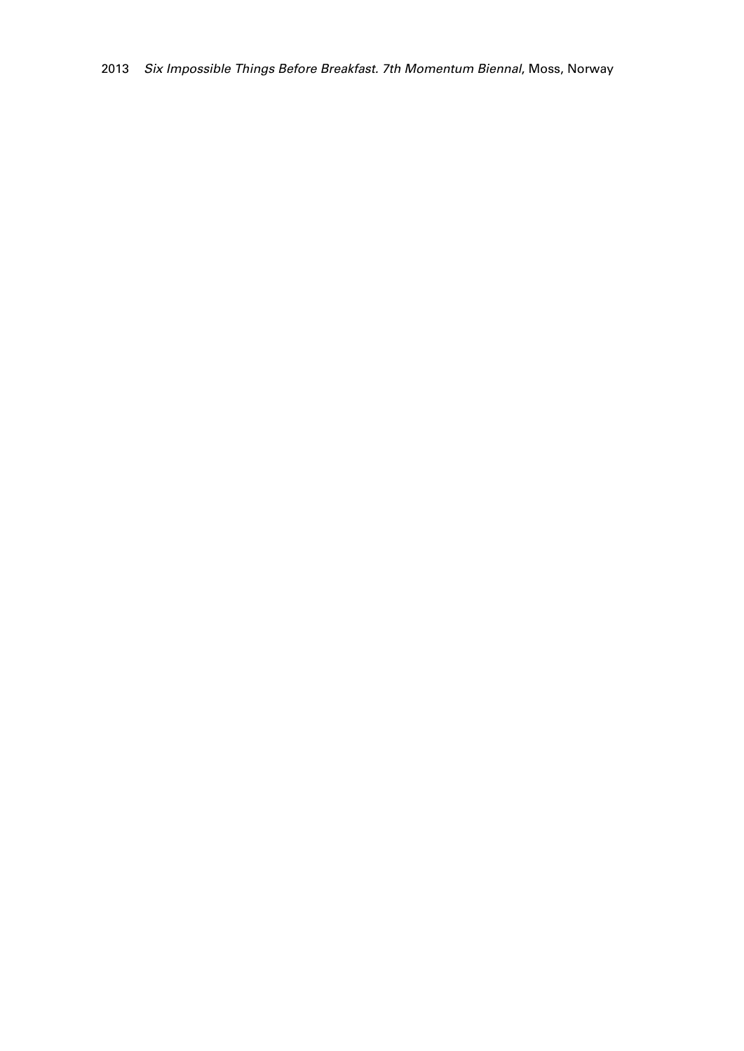2013 *Six Impossible Things Before Breakfast. 7th Momentum Biennal*, Moss, Norway